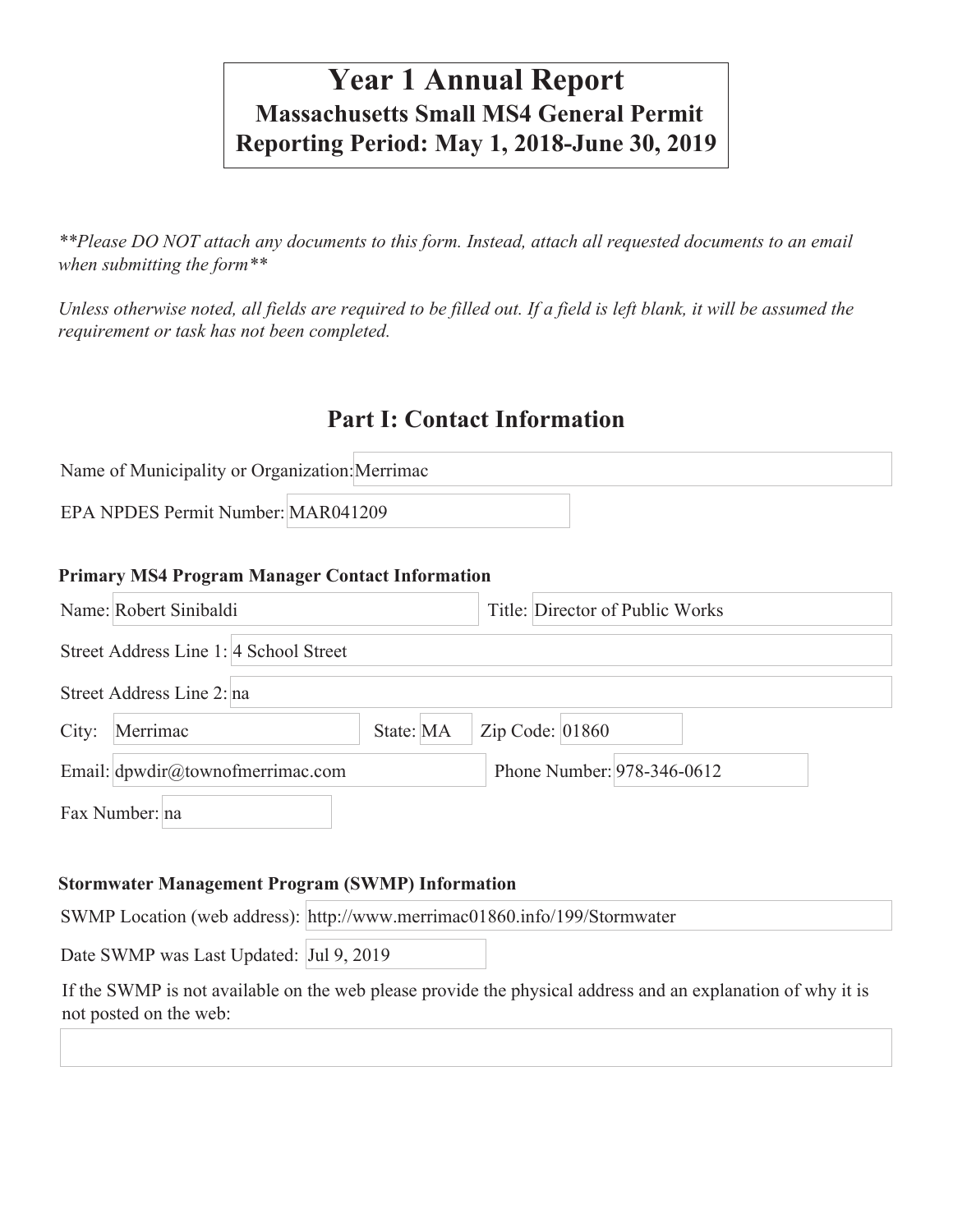# Year 1 Annual Report

**Massachusetts Small MS4 General Permit**

**Reporting Period: May 1, 2018-June 30, 2019**

*\*\*Please DO NOT attach any documents to this form. Instead, attach all requested documents to an email when submitting the form\*\**

*Unless otherwise noted, all fields are required to be filled out. If a field is left blank, it will be assumed the requirement or task has not been completed.*

## Part I: Contact Information

Name of Municipality or Organization: Merrimac

EPA NPDES Permit Number: MAR041209

### Primary MS4 Program Manager Contact Information

Name: Robert Sinibaldi

Title: Director of Public Works

Street Address Line 1: 4 School Street

Street Address Line 2: na

City: Merrimac

State: MA

Zip Code: 01860

Email: dpwdir@townofmerrimac.com

Phone Number: 978-346-0612

Fax Number: na

### Stormwater Management Program (SWMP) Information

SWMP Location (web address): http://www.merrimac01860.info/199/Stormwater

Date SWMP was Last Updated: Jul 9, 2019

If the SWMP is not available on the web please provide the physical address and an explanation of why it is not posted on the web: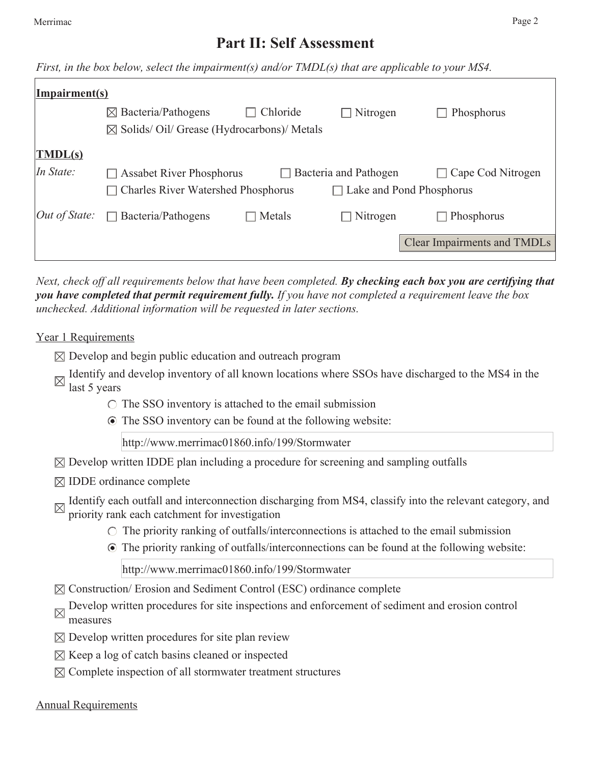# Part II: Self Assessment

*First, in the box below, select the impairment(s) and/or TMDL(s) that are applicable to your MS4.*

**Impairment(s)**

- ☒ Bacteria/Pathogens
- ☐ Chloride
- ☐ Nitrogen
- ☐ Phosphorus
- ☒ Solids/ Oil/ Grease (Hydrocarbons)/ Metals

**TMDL(s)**

*In State:*

- ☐ Assabet River Phosphorus
- ☐ Bacteria and Pathogen
- ☐ Cape Cod Nitrogen
- ☐ Charles River Watershed Phosphorus
- ☐ Lake and Pond Phosphorus

*Out of State:*

- ☐ Bacteria/Pathogens
- ☐ Metals
- ☐ Nitrogen
- ☐ Phosphorus

Clear Impairments and TMDLs

*Next, check off all requirements below that have been completed.* ***By checking each box you are certifying that you have completed that permit requirement fully.*** *If you have not completed a requirement leave the box unchecked. Additional information will be requested in later sections.*

Year 1 Requirements

- ☒ Develop and begin public education and outreach program
- ☒ Identify and develop inventory of all known locations where SSOs have discharged to the MS4 in the last 5 years
  - ○ The SSO inventory is attached to the email submission
  - ◉ The SSO inventory can be found at the following website:

    http://www.merrimac01860.info/199/Stormwater
- ☒ Develop written IDDE plan including a procedure for screening and sampling outfalls
- ☒ IDDE ordinance complete
- ☒ Identify each outfall and interconnection discharging from MS4, classify into the relevant category, and priority rank each catchment for investigation
  - ○ The priority ranking of outfalls/interconnections is attached to the email submission
  - ◉ The priority ranking of outfalls/interconnections can be found at the following website:

    http://www.merrimac01860.info/199/Stormwater
- ☒ Construction/ Erosion and Sediment Control (ESC) ordinance complete
- ☒ Develop written procedures for site inspections and enforcement of sediment and erosion control measures
- ☒ Develop written procedures for site plan review
- ☒ Keep a log of catch basins cleaned or inspected
- ☒ Complete inspection of all stormwater treatment structures

Annual Requirements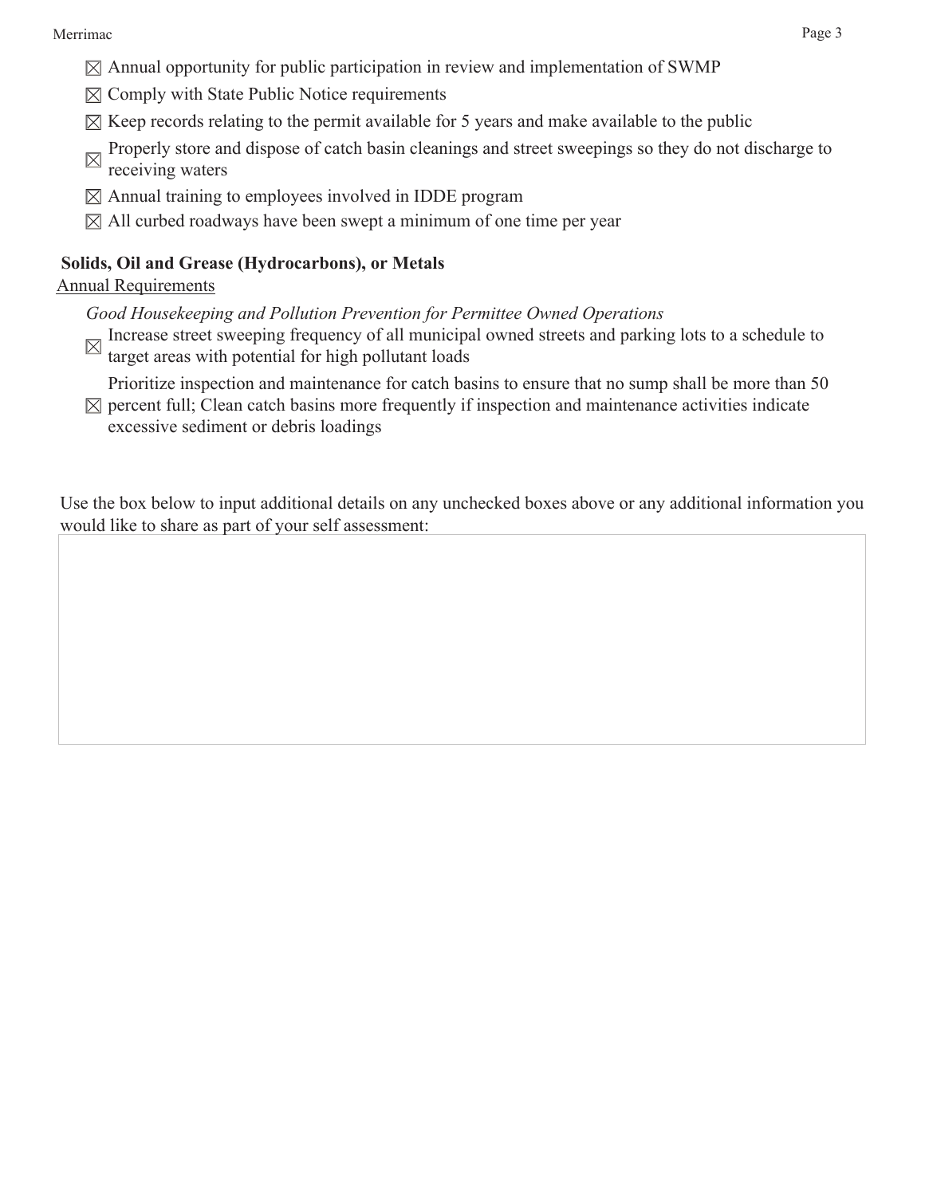- ☒ Annual opportunity for public participation in review and implementation of SWMP
- ☒ Comply with State Public Notice requirements
- ☒ Keep records relating to the permit available for 5 years and make available to the public
- ☒ Properly store and dispose of catch basin cleanings and street sweepings so they do not discharge to receiving waters
- ☒ Annual training to employees involved in IDDE program
- ☒ All curbed roadways have been swept a minimum of one time per year

**Solids, Oil and Grease (Hydrocarbons), or Metals**

Annual Requirements

*Good Housekeeping and Pollution Prevention for Permittee Owned Operations*

- ☒ Increase street sweeping frequency of all municipal owned streets and parking lots to a schedule to target areas with potential for high pollutant loads
- ☒ Prioritize inspection and maintenance for catch basins to ensure that no sump shall be more than 50 percent full; Clean catch basins more frequently if inspection and maintenance activities indicate excessive sediment or debris loadings

Use the box below to input additional details on any unchecked boxes above or any additional information you would like to share as part of your self assessment: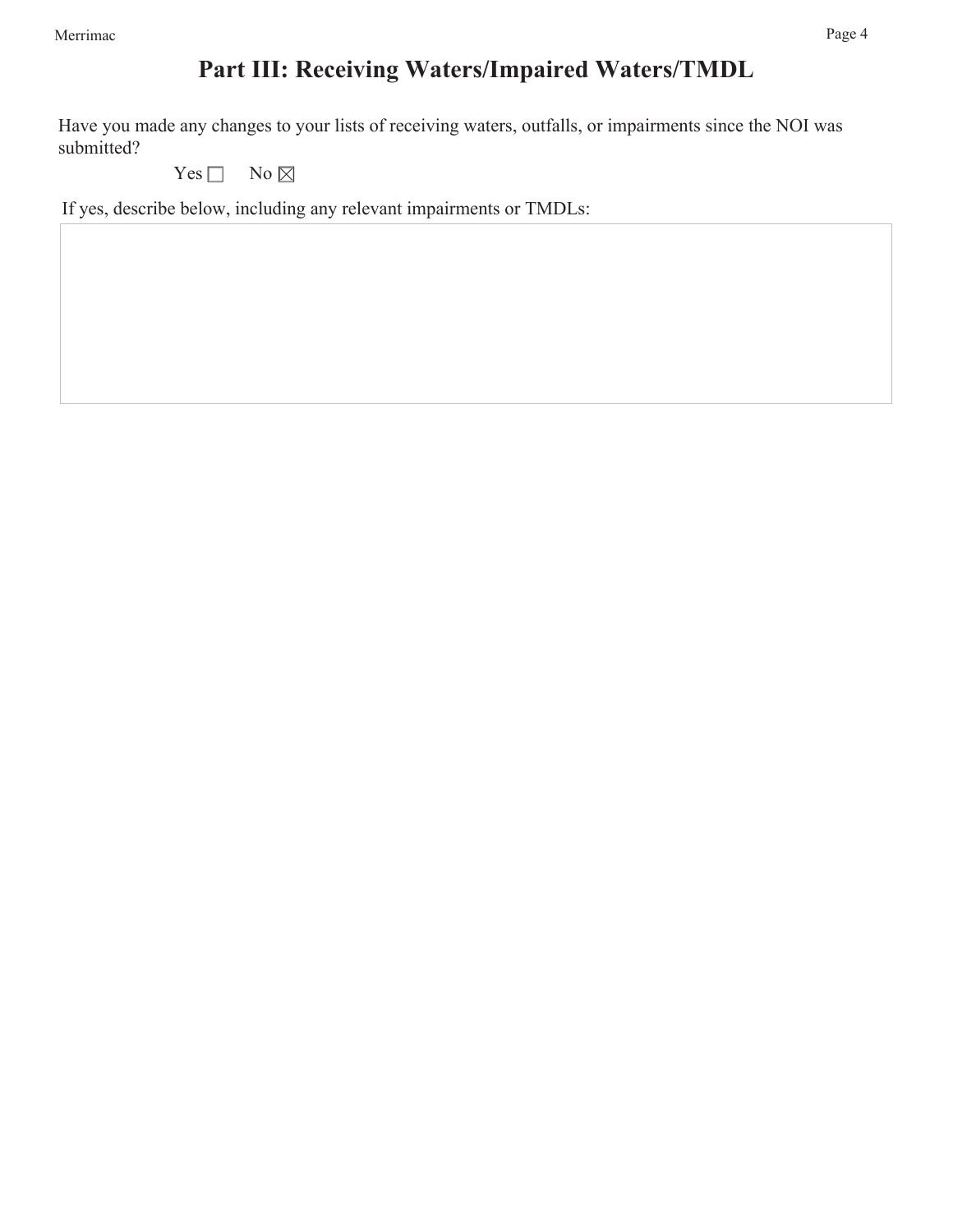# Part III: Receiving Waters/Impaired Waters/TMDL

Have you made any changes to your lists of receiving waters, outfalls, or impairments since the NOI was submitted?

Yes ☐ No ☒

If yes, describe below, including any relevant impairments or TMDLs: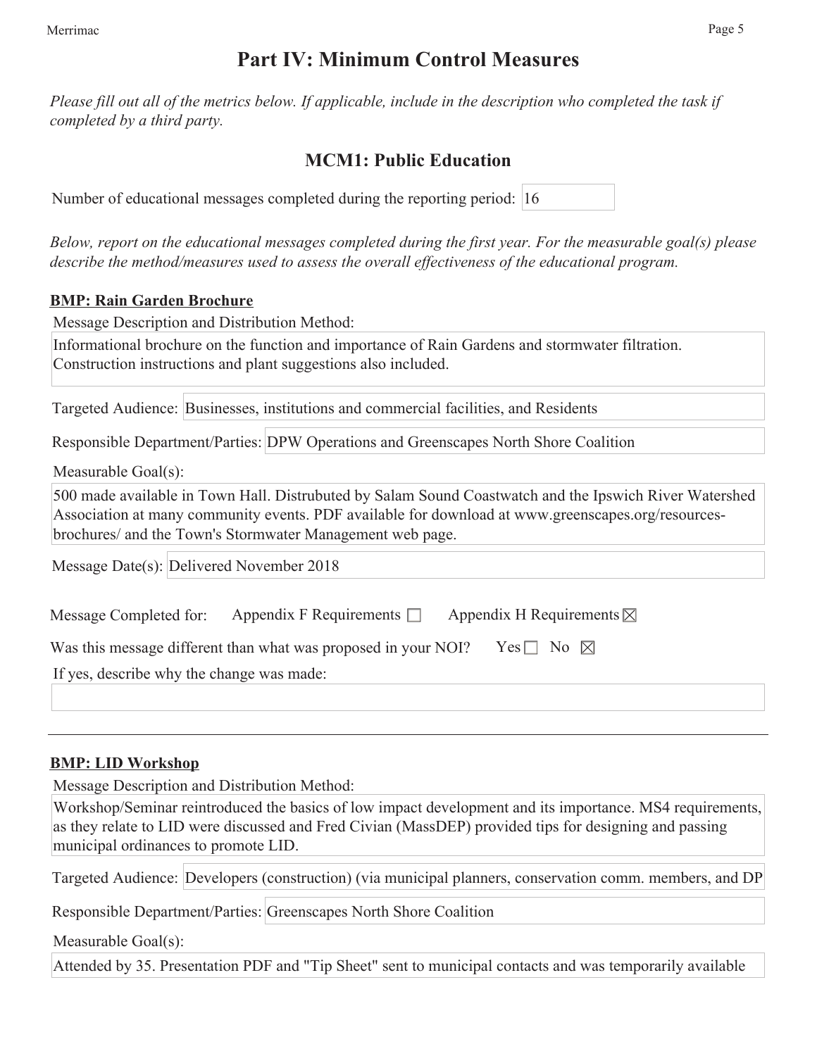# Part IV: Minimum Control Measures

*Please fill out all of the metrics below. If applicable, include in the description who completed the task if completed by a third party.*

## MCM1: Public Education

Number of educational messages completed during the reporting period: 16

*Below, report on the educational messages completed during the first year. For the measurable goal(s) please describe the method/measures used to assess the overall effectiveness of the educational program.*

**BMP: Rain Garden Brochure**

Message Description and Distribution Method:

Informational brochure on the function and importance of Rain Gardens and stormwater filtration. Construction instructions and plant suggestions also included.

Targeted Audience: Businesses, institutions and commercial facilities, and Residents

Responsible Department/Parties: DPW Operations and Greenscapes North Shore Coalition

Measurable Goal(s):

500 made available in Town Hall. Distrubuted by Salam Sound Coastwatch and the Ipswich River Watershed Association at many community events. PDF available for download at www.greenscapes.org/resources-brochures/ and the Town's Stormwater Management web page.

Message Date(s): Delivered November 2018

Message Completed for: Appendix F Requirements ☐ Appendix H Requirements ☒

Was this message different than what was proposed in your NOI? Yes ☐ No ☒

If yes, describe why the change was made:

---

**BMP: LID Workshop**

Message Description and Distribution Method:

Workshop/Seminar reintroduced the basics of low impact development and its importance. MS4 requirements, as they relate to LID were discussed and Fred Civian (MassDEP) provided tips for designing and passing municipal ordinances to promote LID.

Targeted Audience: Developers (construction) (via municipal planners, conservation comm. members, and DP

Responsible Department/Parties: Greenscapes North Shore Coalition

Measurable Goal(s):

Attended by 35. Presentation PDF and "Tip Sheet" sent to municipal contacts and was temporarily available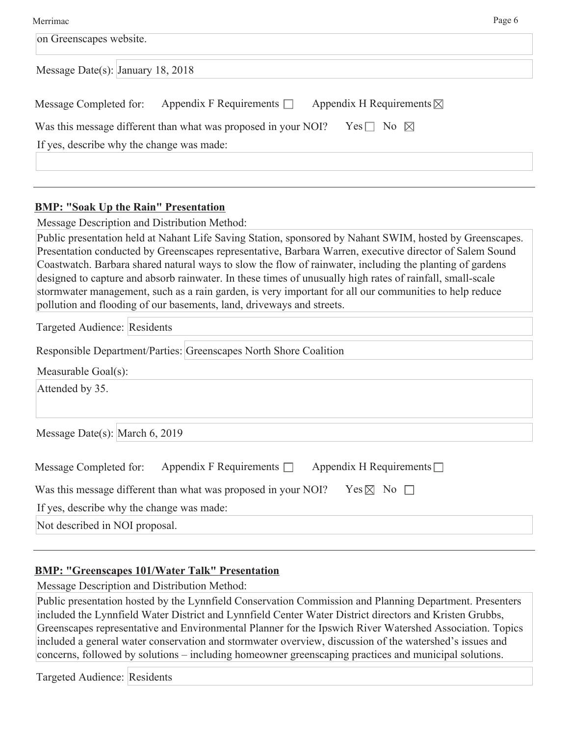on Greenscapes website.

Message Date(s): January 18, 2018

Message Completed for: Appendix F Requirements ☐ Appendix H Requirements ☒

Was this message different than what was proposed in your NOI? Yes ☐ No ☒

If yes, describe why the change was made:

---

**BMP: "Soak Up the Rain" Presentation**

Message Description and Distribution Method:

Public presentation held at Nahant Life Saving Station, sponsored by Nahant SWIM, hosted by Greenscapes. Presentation conducted by Greenscapes representative, Barbara Warren, executive director of Salem Sound Coastwatch. Barbara shared natural ways to slow the flow of rainwater, including the planting of gardens designed to capture and absorb rainwater. In these times of unusually high rates of rainfall, small-scale stormwater management, such as a rain garden, is very important for all our communities to help reduce pollution and flooding of our basements, land, driveways and streets.

Targeted Audience: Residents

Responsible Department/Parties: Greenscapes North Shore Coalition

Measurable Goal(s):

Attended by 35.

Message Date(s): March 6, 2019

Message Completed for: Appendix F Requirements ☐ Appendix H Requirements ☐

Was this message different than what was proposed in your NOI? Yes ☒ No ☐

If yes, describe why the change was made:

Not described in NOI proposal.

---

**BMP: "Greenscapes 101/Water Talk" Presentation**

Message Description and Distribution Method:

Public presentation hosted by the Lynnfield Conservation Commission and Planning Department. Presenters included the Lynnfield Water District and Lynnfield Center Water District directors and Kristen Grubbs, Greenscapes representative and Environmental Planner for the Ipswich River Watershed Association. Topics included a general water conservation and stormwater overview, discussion of the watershed's issues and concerns, followed by solutions – including homeowner greenscaping practices and municipal solutions.

Targeted Audience: Residents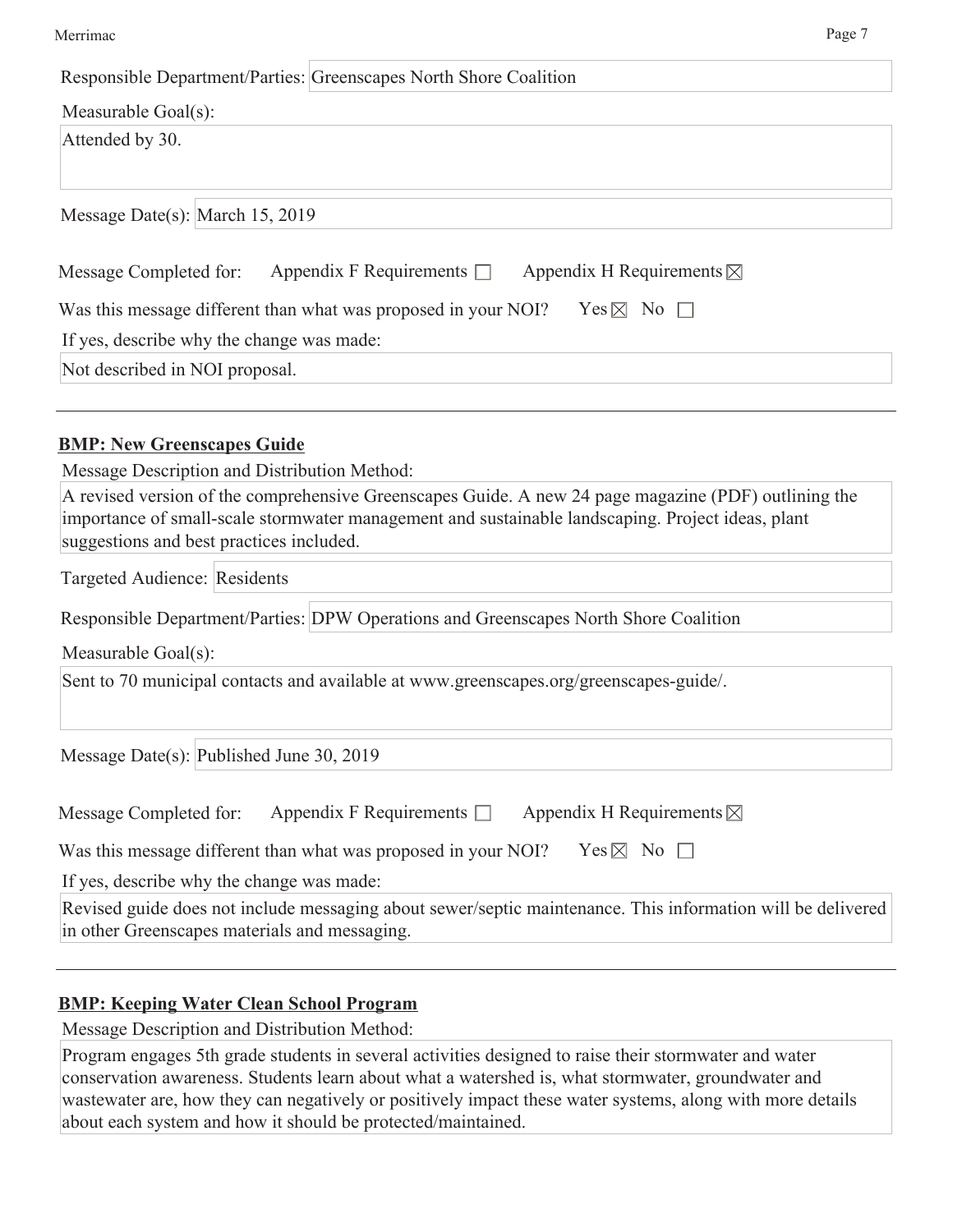Responsible Department/Parties: Greenscapes North Shore Coalition

Measurable Goal(s):

Attended by 30.

Message Date(s): March 15, 2019

Message Completed for: Appendix F Requirements ☐ Appendix H Requirements ☒

Was this message different than what was proposed in your NOI? Yes ☒ No ☐

If yes, describe why the change was made:

Not described in NOI proposal.

---

**BMP: New Greenscapes Guide**

Message Description and Distribution Method:

A revised version of the comprehensive Greenscapes Guide. A new 24 page magazine (PDF) outlining the importance of small-scale stormwater management and sustainable landscaping. Project ideas, plant suggestions and best practices included.

Targeted Audience: Residents

Responsible Department/Parties: DPW Operations and Greenscapes North Shore Coalition

Measurable Goal(s):

Sent to 70 municipal contacts and available at www.greenscapes.org/greenscapes-guide/.

Message Date(s): Published June 30, 2019

Message Completed for: Appendix F Requirements ☐ Appendix H Requirements ☒

Was this message different than what was proposed in your NOI? Yes ☒ No ☐

If yes, describe why the change was made:

Revised guide does not include messaging about sewer/septic maintenance. This information will be delivered in other Greenscapes materials and messaging.

---

**BMP: Keeping Water Clean School Program**

Message Description and Distribution Method:

Program engages 5th grade students in several activities designed to raise their stormwater and water conservation awareness. Students learn about what a watershed is, what stormwater, groundwater and wastewater are, how they can negatively or positively impact these water systems, along with more details about each system and how it should be protected/maintained.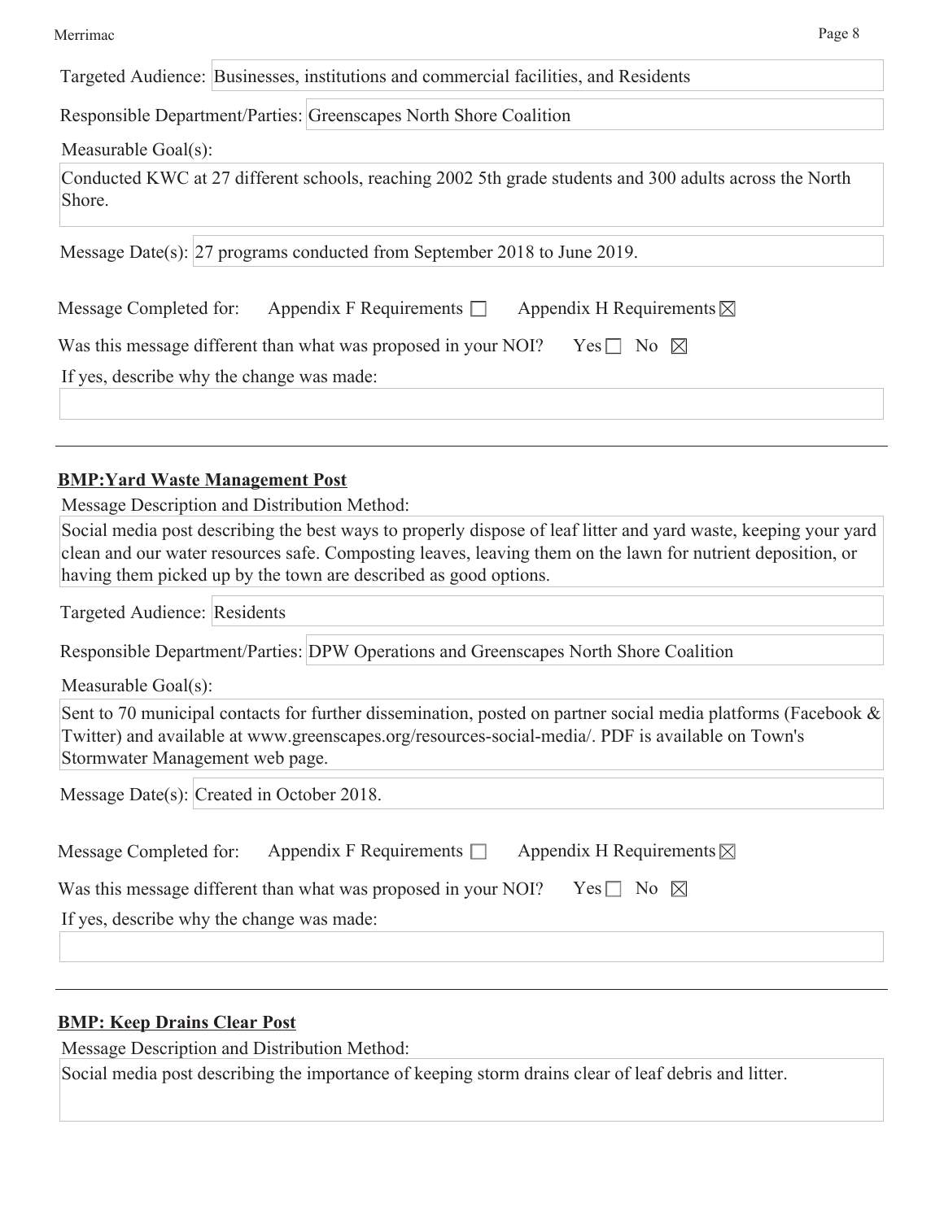Targeted Audience: Businesses, institutions and commercial facilities, and Residents

Responsible Department/Parties: Greenscapes North Shore Coalition

Measurable Goal(s):

Conducted KWC at 27 different schools, reaching 2002 5th grade students and 300 adults across the North Shore.

Message Date(s): 27 programs conducted from September 2018 to June 2019.

Message Completed for: Appendix F Requirements ☐ Appendix H Requirements ☒

Was this message different than what was proposed in your NOI? Yes ☐ No ☒

If yes, describe why the change was made:

---

**BMP:Yard Waste Management Post**

Message Description and Distribution Method:

Social media post describing the best ways to properly dispose of leaf litter and yard waste, keeping your yard clean and our water resources safe. Composting leaves, leaving them on the lawn for nutrient deposition, or having them picked up by the town are described as good options.

Targeted Audience: Residents

Responsible Department/Parties: DPW Operations and Greenscapes North Shore Coalition

Measurable Goal(s):

Sent to 70 municipal contacts for further dissemination, posted on partner social media platforms (Facebook & Twitter) and available at www.greenscapes.org/resources-social-media/. PDF is available on Town's Stormwater Management web page.

Message Date(s): Created in October 2018.

Message Completed for: Appendix F Requirements ☐ Appendix H Requirements ☒

Was this message different than what was proposed in your NOI? Yes ☐ No ☒

If yes, describe why the change was made:

---

**BMP: Keep Drains Clear Post**

Message Description and Distribution Method:

Social media post describing the importance of keeping storm drains clear of leaf debris and litter.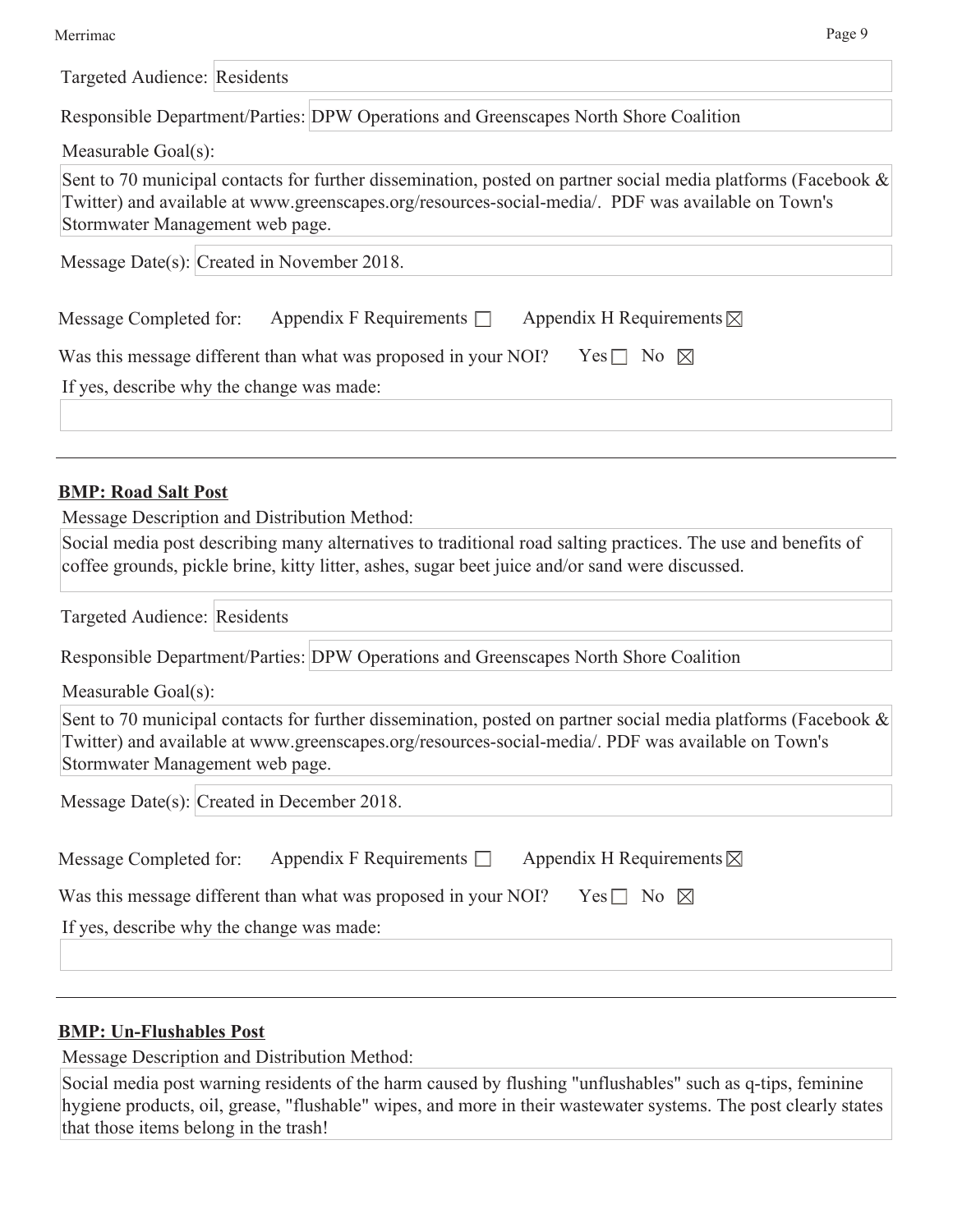Targeted Audience: Residents

Responsible Department/Parties: DPW Operations and Greenscapes North Shore Coalition

Measurable Goal(s):

Sent to 70 municipal contacts for further dissemination, posted on partner social media platforms (Facebook & Twitter) and available at www.greenscapes.org/resources-social-media/. PDF was available on Town's Stormwater Management web page.

Message Date(s): Created in November 2018.

Message Completed for: Appendix F Requirements ☐ Appendix H Requirements ☒

Was this message different than what was proposed in your NOI? Yes ☐ No ☒

If yes, describe why the change was made:

---

**BMP: Road Salt Post**

Message Description and Distribution Method:

Social media post describing many alternatives to traditional road salting practices. The use and benefits of coffee grounds, pickle brine, kitty litter, ashes, sugar beet juice and/or sand were discussed.

Targeted Audience: Residents

Responsible Department/Parties: DPW Operations and Greenscapes North Shore Coalition

Measurable Goal(s):

Sent to 70 municipal contacts for further dissemination, posted on partner social media platforms (Facebook & Twitter) and available at www.greenscapes.org/resources-social-media/. PDF was available on Town's Stormwater Management web page.

Message Date(s): Created in December 2018.

Message Completed for: Appendix F Requirements ☐ Appendix H Requirements ☒

Was this message different than what was proposed in your NOI? Yes ☐ No ☒

If yes, describe why the change was made:

---

**BMP: Un-Flushables Post**

Message Description and Distribution Method:

Social media post warning residents of the harm caused by flushing "unflushables" such as q-tips, feminine hygiene products, oil, grease, "flushable" wipes, and more in their wastewater systems. The post clearly states that those items belong in the trash!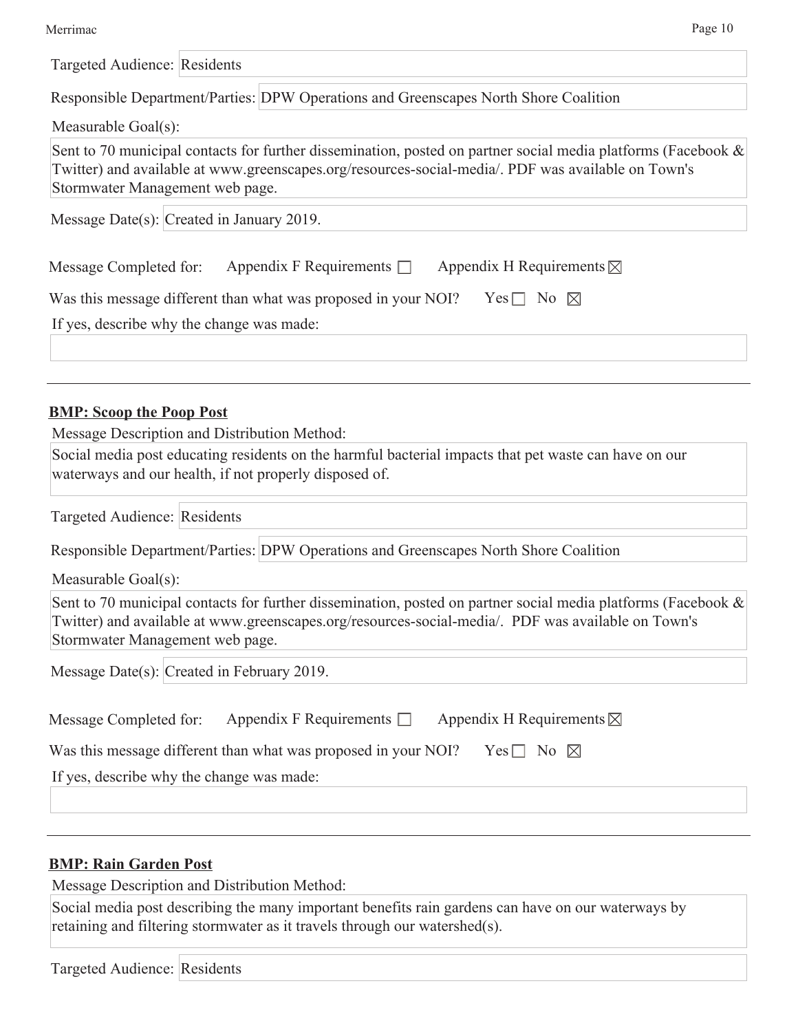Targeted Audience: Residents

Responsible Department/Parties: DPW Operations and Greenscapes North Shore Coalition

Measurable Goal(s):

Sent to 70 municipal contacts for further dissemination, posted on partner social media platforms (Facebook & Twitter) and available at www.greenscapes.org/resources-social-media/. PDF was available on Town's Stormwater Management web page.

Message Date(s): Created in January 2019.

Message Completed for: Appendix F Requirements ☐ Appendix H Requirements ☒

Was this message different than what was proposed in your NOI? Yes ☐ No ☒

If yes, describe why the change was made:

---

**BMP: Scoop the Poop Post**

Message Description and Distribution Method:

Social media post educating residents on the harmful bacterial impacts that pet waste can have on our waterways and our health, if not properly disposed of.

Targeted Audience: Residents

Responsible Department/Parties: DPW Operations and Greenscapes North Shore Coalition

Measurable Goal(s):

Sent to 70 municipal contacts for further dissemination, posted on partner social media platforms (Facebook & Twitter) and available at www.greenscapes.org/resources-social-media/. PDF was available on Town's Stormwater Management web page.

Message Date(s): Created in February 2019.

Message Completed for: Appendix F Requirements ☐ Appendix H Requirements ☒

Was this message different than what was proposed in your NOI? Yes ☐ No ☒

If yes, describe why the change was made:

---

**BMP: Rain Garden Post**

Message Description and Distribution Method:

Social media post describing the many important benefits rain gardens can have on our waterways by retaining and filtering stormwater as it travels through our watershed(s).

Targeted Audience: Residents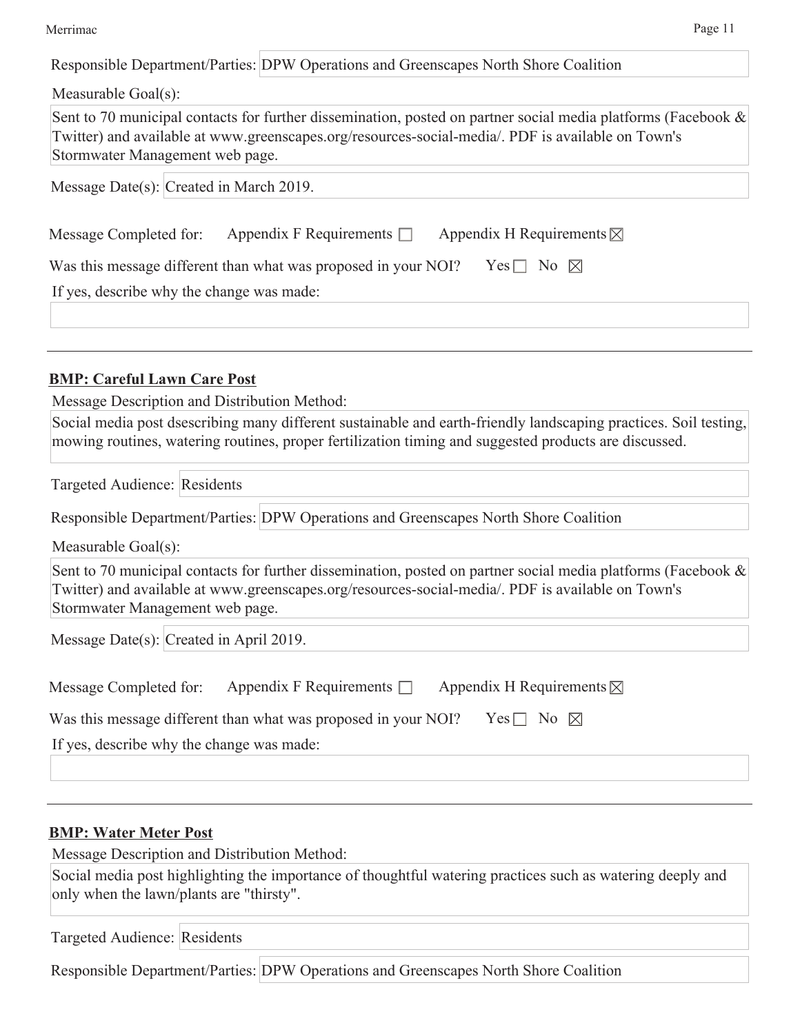Responsible Department/Parties: DPW Operations and Greenscapes North Shore Coalition

Measurable Goal(s):

Sent to 70 municipal contacts for further dissemination, posted on partner social media platforms (Facebook & Twitter) and available at www.greenscapes.org/resources-social-media/. PDF is available on Town's Stormwater Management web page.

Message Date(s): Created in March 2019.

Message Completed for: Appendix F Requirements ☐ Appendix H Requirements ☒

Was this message different than what was proposed in your NOI? Yes ☐ No ☒

If yes, describe why the change was made:

---

**BMP: Careful Lawn Care Post**

Message Description and Distribution Method:

Social media post dsescribing many different sustainable and earth-friendly landscaping practices. Soil testing, mowing routines, watering routines, proper fertilization timing and suggested products are discussed.

Targeted Audience: Residents

Responsible Department/Parties: DPW Operations and Greenscapes North Shore Coalition

Measurable Goal(s):

Sent to 70 municipal contacts for further dissemination, posted on partner social media platforms (Facebook & Twitter) and available at www.greenscapes.org/resources-social-media/. PDF is available on Town's Stormwater Management web page.

Message Date(s): Created in April 2019.

Message Completed for: Appendix F Requirements ☐ Appendix H Requirements ☒

Was this message different than what was proposed in your NOI? Yes ☐ No ☒

If yes, describe why the change was made:

---

**BMP: Water Meter Post**

Message Description and Distribution Method:

Social media post highlighting the importance of thoughtful watering practices such as watering deeply and only when the lawn/plants are "thirsty".

Targeted Audience: Residents

Responsible Department/Parties: DPW Operations and Greenscapes North Shore Coalition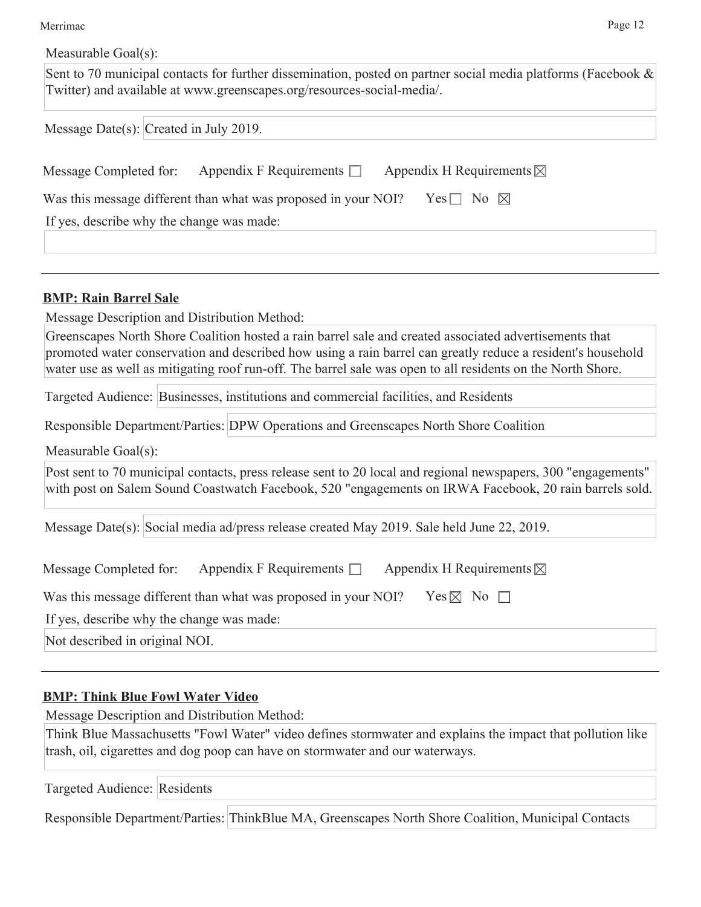Measurable Goal(s):

Sent to 70 municipal contacts for further dissemination, posted on partner social media platforms (Facebook & Twitter) and available at www.greenscapes.org/resources-social-media/.

Message Date(s): Created in July 2019.

Message Completed for: Appendix F Requirements ☐ Appendix H Requirements ☒

Was this message different than what was proposed in your NOI? Yes ☐ No ☒

If yes, describe why the change was made:

---

**BMP: Rain Barrel Sale**

Message Description and Distribution Method:

Greenscapes North Shore Coalition hosted a rain barrel sale and created associated advertisements that promoted water conservation and described how using a rain barrel can greatly reduce a resident's household water use as well as mitigating roof run-off. The barrel sale was open to all residents on the North Shore.

Targeted Audience: Businesses, institutions and commercial facilities, and Residents

Responsible Department/Parties: DPW Operations and Greenscapes North Shore Coalition

Measurable Goal(s):

Post sent to 70 municipal contacts, press release sent to 20 local and regional newspapers, 300 "engagements" with post on Salem Sound Coastwatch Facebook, 520 "engagements on IRWA Facebook, 20 rain barrels sold.

Message Date(s): Social media ad/press release created May 2019. Sale held June 22, 2019.

Message Completed for: Appendix F Requirements ☐ Appendix H Requirements ☒

Was this message different than what was proposed in your NOI? Yes ☒ No ☐

If yes, describe why the change was made:

Not described in original NOI.

---

**BMP: Think Blue Fowl Water Video**

Message Description and Distribution Method:

Think Blue Massachusetts "Fowl Water" video defines stormwater and explains the impact that pollution like trash, oil, cigarettes and dog poop can have on stormwater and our waterways.

Targeted Audience: Residents

Responsible Department/Parties: ThinkBlue MA, Greenscapes North Shore Coalition, Municipal Contacts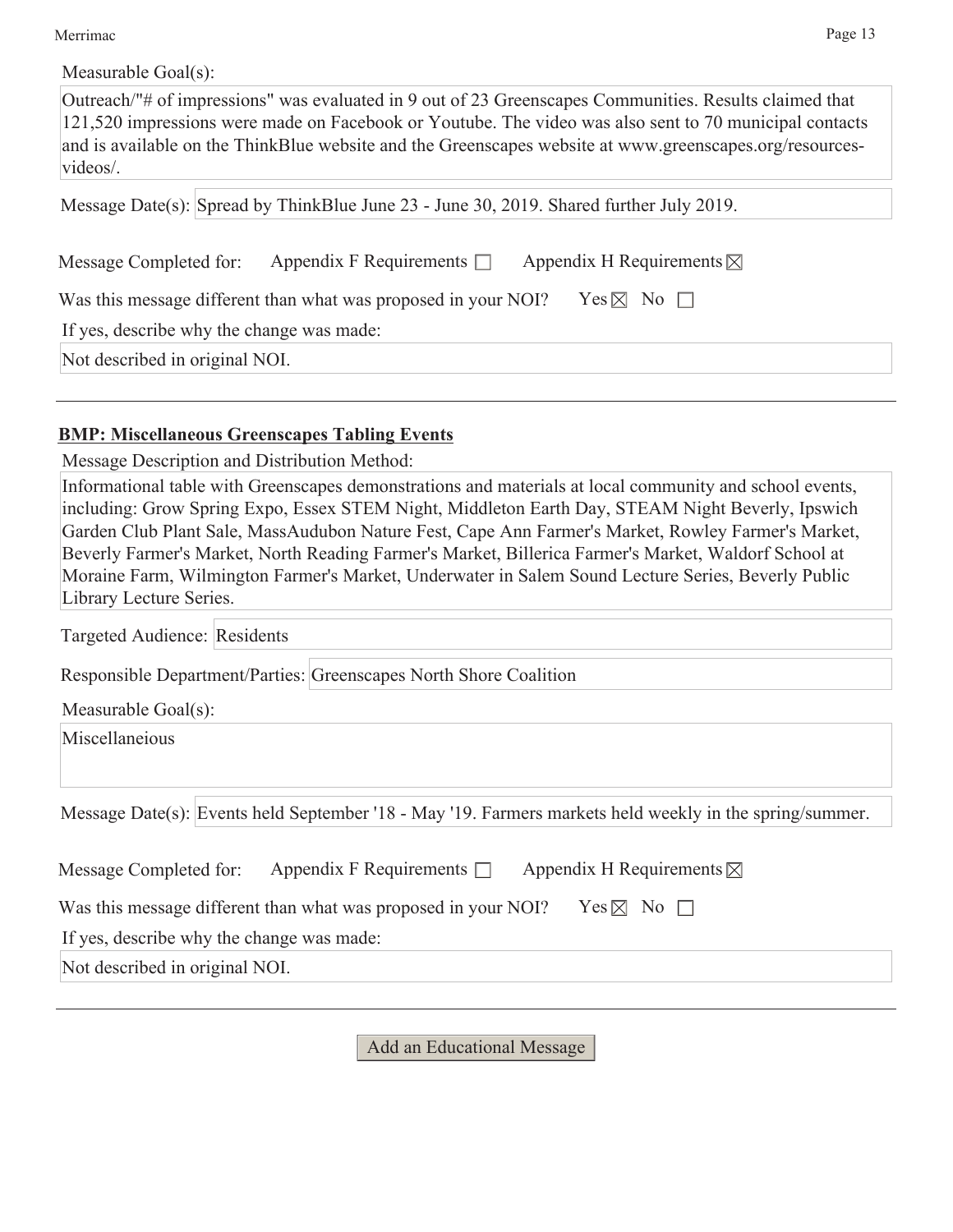Measurable Goal(s):

Outreach/"# of impressions" was evaluated in 9 out of 23 Greenscapes Communities. Results claimed that 121,520 impressions were made on Facebook or Youtube. The video was also sent to 70 municipal contacts and is available on the ThinkBlue website and the Greenscapes website at www.greenscapes.org/resources-videos/.

Message Date(s): Spread by ThinkBlue June 23 - June 30, 2019. Shared further July 2019.

Message Completed for: Appendix F Requirements ☐ Appendix H Requirements ☒

Was this message different than what was proposed in your NOI? Yes ☒ No ☐

If yes, describe why the change was made:

Not described in original NOI.

---

**BMP: Miscellaneous Greenscapes Tabling Events**

Message Description and Distribution Method:

Informational table with Greenscapes demonstrations and materials at local community and school events, including: Grow Spring Expo, Essex STEM Night, Middleton Earth Day, STEAM Night Beverly, Ipswich Garden Club Plant Sale, MassAudubon Nature Fest, Cape Ann Farmer's Market, Rowley Farmer's Market, Beverly Farmer's Market, North Reading Farmer's Market, Billerica Farmer's Market, Waldorf School at Moraine Farm, Wilmington Farmer's Market, Underwater in Salem Sound Lecture Series, Beverly Public Library Lecture Series.

Targeted Audience: Residents

Responsible Department/Parties: Greenscapes North Shore Coalition

Measurable Goal(s):

Miscellaneious

Message Date(s): Events held September '18 - May '19. Farmers markets held weekly in the spring/summer.

Message Completed for: Appendix F Requirements ☐ Appendix H Requirements ☒

Was this message different than what was proposed in your NOI? Yes ☒ No ☐

If yes, describe why the change was made:

Not described in original NOI.

---

Add an Educational Message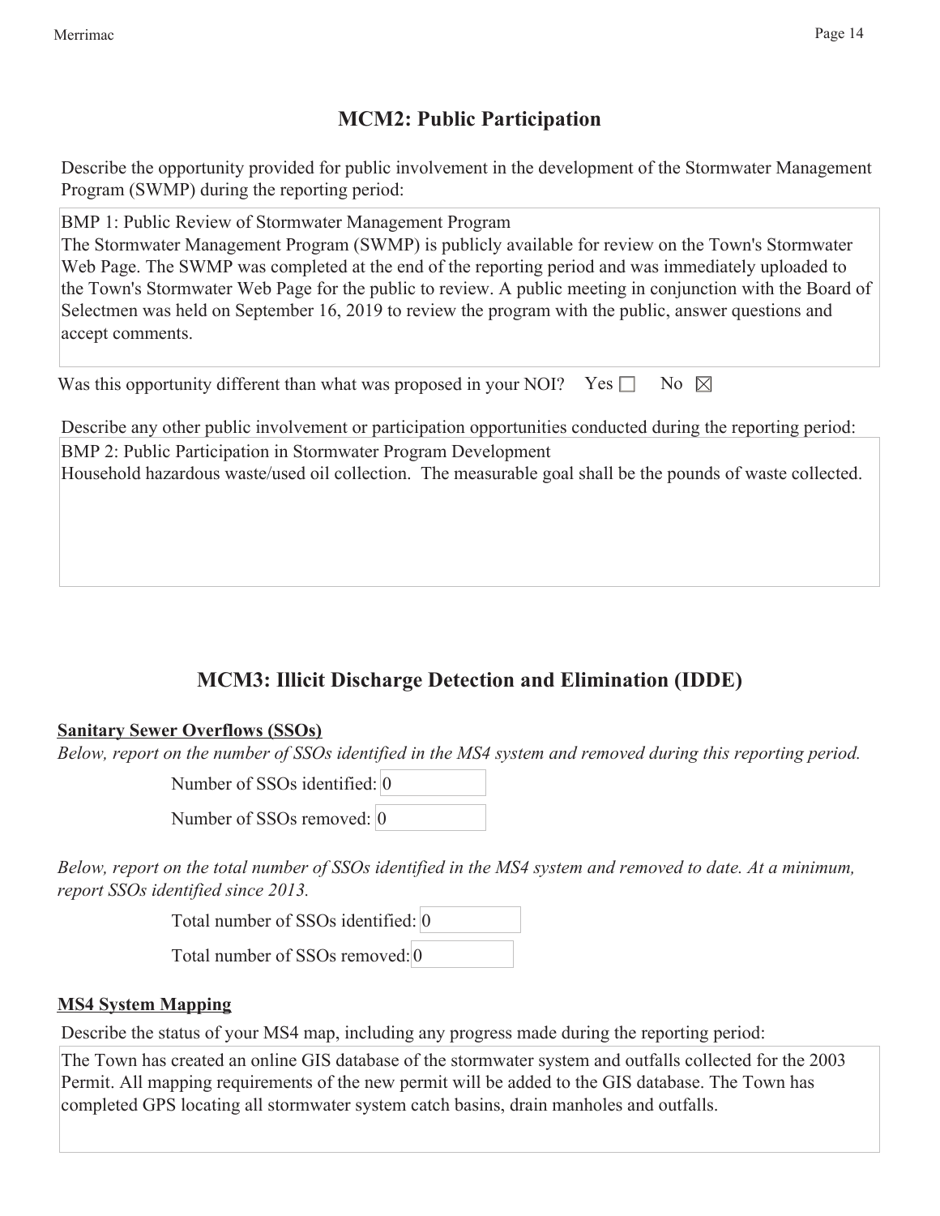## MCM2: Public Participation

Describe the opportunity provided for public involvement in the development of the Stormwater Management Program (SWMP) during the reporting period:

BMP 1: Public Review of Stormwater Management Program
The Stormwater Management Program (SWMP) is publicly available for review on the Town's Stormwater Web Page. The SWMP was completed at the end of the reporting period and was immediately uploaded to the Town's Stormwater Web Page for the public to review. A public meeting in conjunction with the Board of Selectmen was held on September 16, 2019 to review the program with the public, answer questions and accept comments.

Was this opportunity different than what was proposed in your NOI? Yes ☐ No ☒

Describe any other public involvement or participation opportunities conducted during the reporting period:

BMP 2: Public Participation in Stormwater Program Development
Household hazardous waste/used oil collection. The measurable goal shall be the pounds of waste collected.

## MCM3: Illicit Discharge Detection and Elimination (IDDE)

**Sanitary Sewer Overflows (SSOs)**

*Below, report on the number of SSOs identified in the MS4 system and removed during this reporting period.*

Number of SSOs identified: 0

Number of SSOs removed: 0

*Below, report on the total number of SSOs identified in the MS4 system and removed to date. At a minimum, report SSOs identified since 2013.*

Total number of SSOs identified: 0

Total number of SSOs removed: 0

**MS4 System Mapping**

Describe the status of your MS4 map, including any progress made during the reporting period:

The Town has created an online GIS database of the stormwater system and outfalls collected for the 2003 Permit. All mapping requirements of the new permit will be added to the GIS database. The Town has completed GPS locating all stormwater system catch basins, drain manholes and outfalls.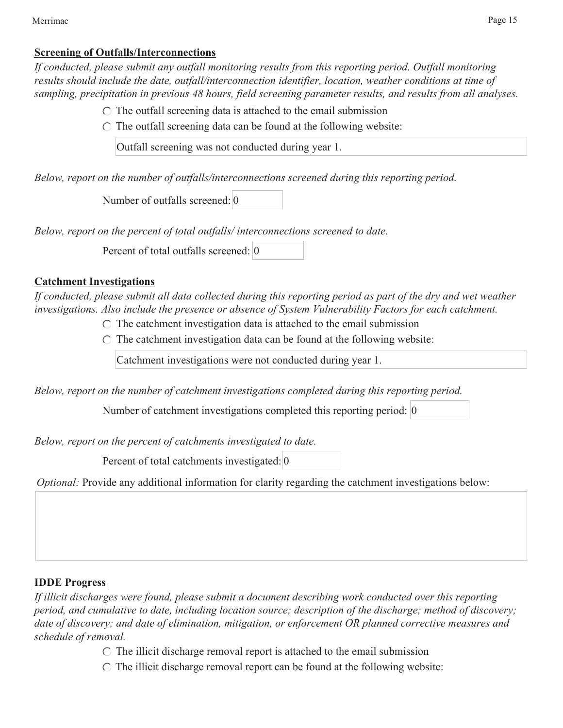**Screening of Outfalls/Interconnections**

*If conducted, please submit any outfall monitoring results from this reporting period. Outfall monitoring results should include the date, outfall/interconnection identifier, location, weather conditions at time of sampling, precipitation in previous 48 hours, field screening parameter results, and results from all analyses.*

- ○ The outfall screening data is attached to the email submission
- ○ The outfall screening data can be found at the following website:

Outfall screening was not conducted during year 1.

*Below, report on the number of outfalls/interconnections screened during this reporting period.*

Number of outfalls screened: 0

*Below, report on the percent of total outfalls/ interconnections screened to date.*

Percent of total outfalls screened: 0

**Catchment Investigations**

*If conducted, please submit all data collected during this reporting period as part of the dry and wet weather investigations. Also include the presence or absence of System Vulnerability Factors for each catchment.*

- ○ The catchment investigation data is attached to the email submission
- ○ The catchment investigation data can be found at the following website:

Catchment investigations were not conducted during year 1.

*Below, report on the number of catchment investigations completed during this reporting period.*

Number of catchment investigations completed this reporting period: 0

*Below, report on the percent of catchments investigated to date.*

Percent of total catchments investigated: 0

*Optional:* Provide any additional information for clarity regarding the catchment investigations below:

**IDDE Progress**

*If illicit discharges were found, please submit a document describing work conducted over this reporting period, and cumulative to date, including location source; description of the discharge; method of discovery; date of discovery; and date of elimination, mitigation, or enforcement OR planned corrective measures and schedule of removal.*

- ○ The illicit discharge removal report is attached to the email submission
- ○ The illicit discharge removal report can be found at the following website: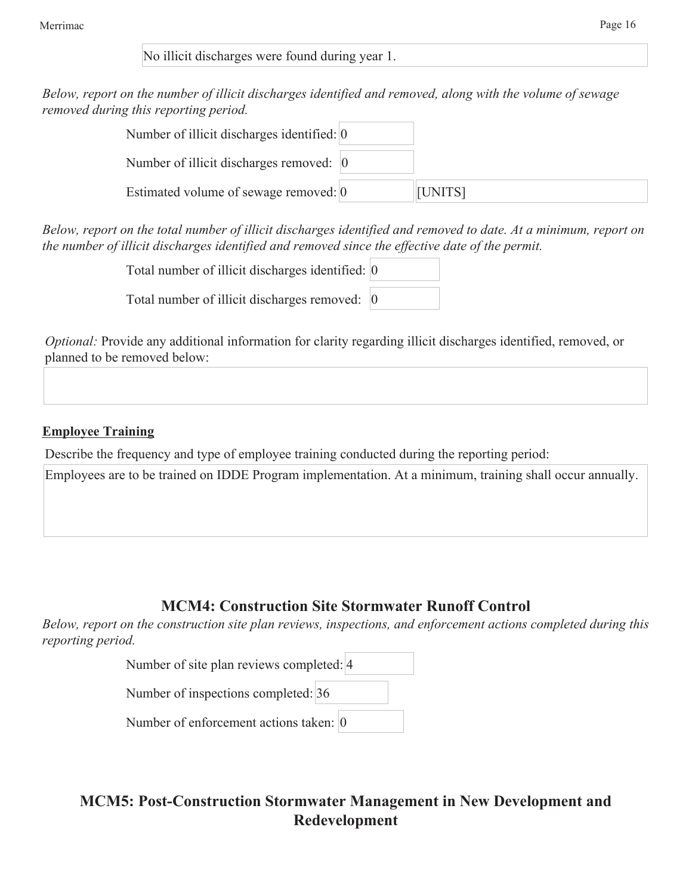No illicit discharges were found during year 1.

*Below, report on the number of illicit discharges identified and removed, along with the volume of sewage removed during this reporting period.*

Number of illicit discharges identified: 0

Number of illicit discharges removed: 0

Estimated volume of sewage removed: 0 [UNITS]

*Below, report on the total number of illicit discharges identified and removed to date. At a minimum, report on the number of illicit discharges identified and removed since the effective date of the permit.*

Total number of illicit discharges identified: 0

Total number of illicit discharges removed: 0

*Optional:* Provide any additional information for clarity regarding illicit discharges identified, removed, or planned to be removed below:

**Employee Training**

Describe the frequency and type of employee training conducted during the reporting period:

Employees are to be trained on IDDE Program implementation. At a minimum, training shall occur annually.

## MCM4: Construction Site Stormwater Runoff Control

*Below, report on the construction site plan reviews, inspections, and enforcement actions completed during this reporting period.*

Number of site plan reviews completed: 4

Number of inspections completed: 36

Number of enforcement actions taken: 0

## MCM5: Post-Construction Stormwater Management in New Development and Redevelopment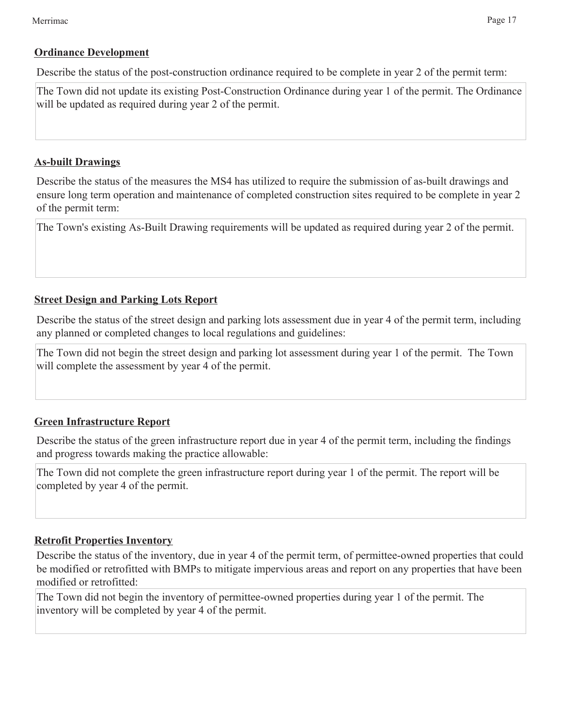### Ordinance Development

Describe the status of the post-construction ordinance required to be complete in year 2 of the permit term:

The Town did not update its existing Post-Construction Ordinance during year 1 of the permit. The Ordinance will be updated as required during year 2 of the permit.

### As-built Drawings

Describe the status of the measures the MS4 has utilized to require the submission of as-built drawings and ensure long term operation and maintenance of completed construction sites required to be complete in year 2 of the permit term:

The Town's existing As-Built Drawing requirements will be updated as required during year 2 of the permit.

### Street Design and Parking Lots Report

Describe the status of the street design and parking lots assessment due in year 4 of the permit term, including any planned or completed changes to local regulations and guidelines:

The Town did not begin the street design and parking lot assessment during year 1 of the permit. The Town will complete the assessment by year 4 of the permit.

### Green Infrastructure Report

Describe the status of the green infrastructure report due in year 4 of the permit term, including the findings and progress towards making the practice allowable:

The Town did not complete the green infrastructure report during year 1 of the permit. The report will be completed by year 4 of the permit.

### Retrofit Properties Inventory

Describe the status of the inventory, due in year 4 of the permit term, of permittee-owned properties that could be modified or retrofitted with BMPs to mitigate impervious areas and report on any properties that have been modified or retrofitted:

The Town did not begin the inventory of permittee-owned properties during year 1 of the permit. The inventory will be completed by year 4 of the permit.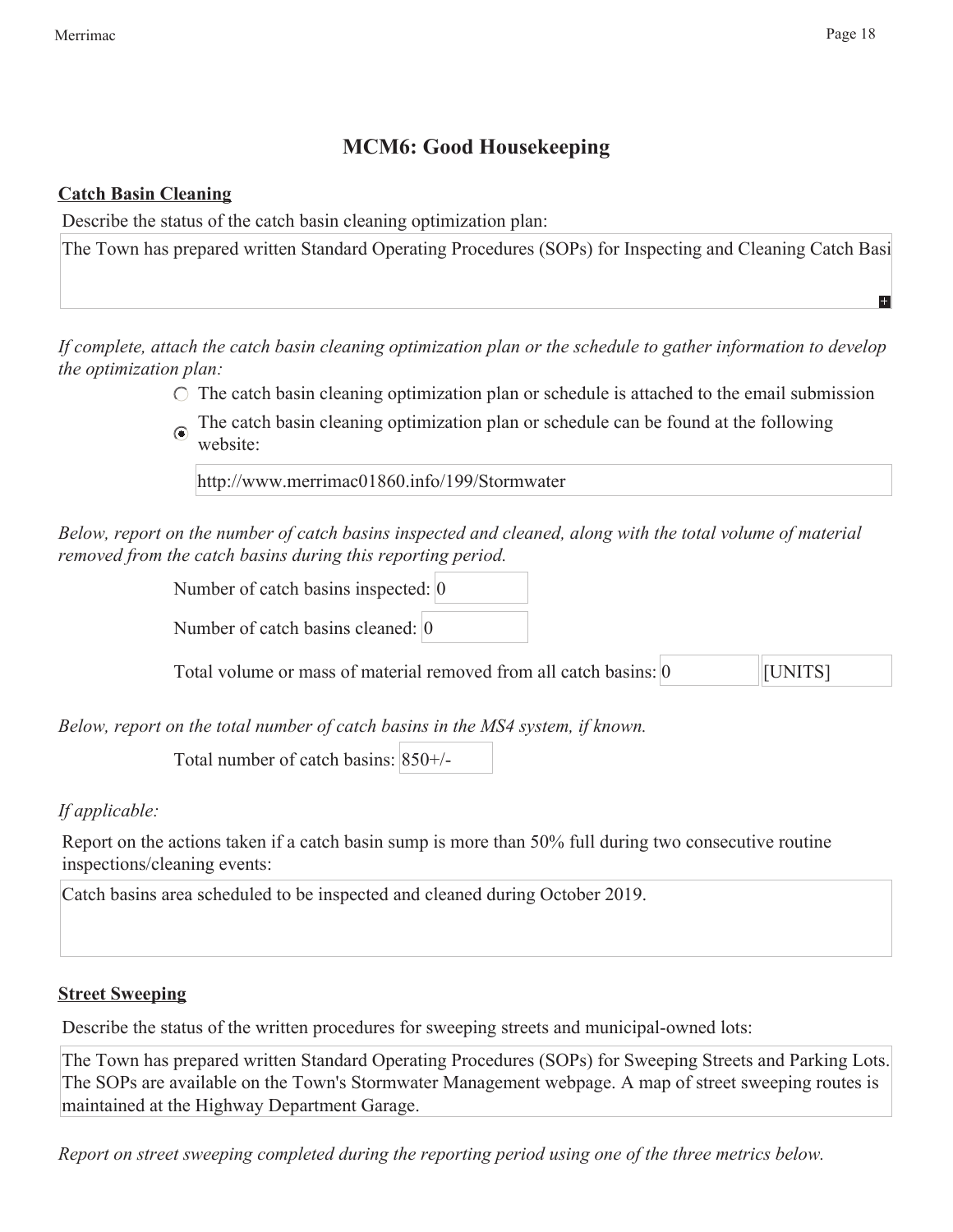# MCM6: Good Housekeeping

**Catch Basin Cleaning**

Describe the status of the catch basin cleaning optimization plan:

The Town has prepared written Standard Operating Procedures (SOPs) for Inspecting and Cleaning Catch Basi

*If complete, attach the catch basin cleaning optimization plan or the schedule to gather information to develop the optimization plan:*

- ○ The catch basin cleaning optimization plan or schedule is attached to the email submission
- ◉ The catch basin cleaning optimization plan or schedule can be found at the following website:

  http://www.merrimac01860.info/199/Stormwater

*Below, report on the number of catch basins inspected and cleaned, along with the total volume of material removed from the catch basins during this reporting period.*

Number of catch basins inspected: 0

Number of catch basins cleaned: 0

Total volume or mass of material removed from all catch basins: 0 [UNITS]

*Below, report on the total number of catch basins in the MS4 system, if known.*

Total number of catch basins: 850+/-

*If applicable:*

Report on the actions taken if a catch basin sump is more than 50% full during two consecutive routine inspections/cleaning events:

Catch basins area scheduled to be inspected and cleaned during October 2019.

**Street Sweeping**

Describe the status of the written procedures for sweeping streets and municipal-owned lots:

The Town has prepared written Standard Operating Procedures (SOPs) for Sweeping Streets and Parking Lots. The SOPs are available on the Town's Stormwater Management webpage. A map of street sweeping routes is maintained at the Highway Department Garage.

*Report on street sweeping completed during the reporting period using one of the three metrics below.*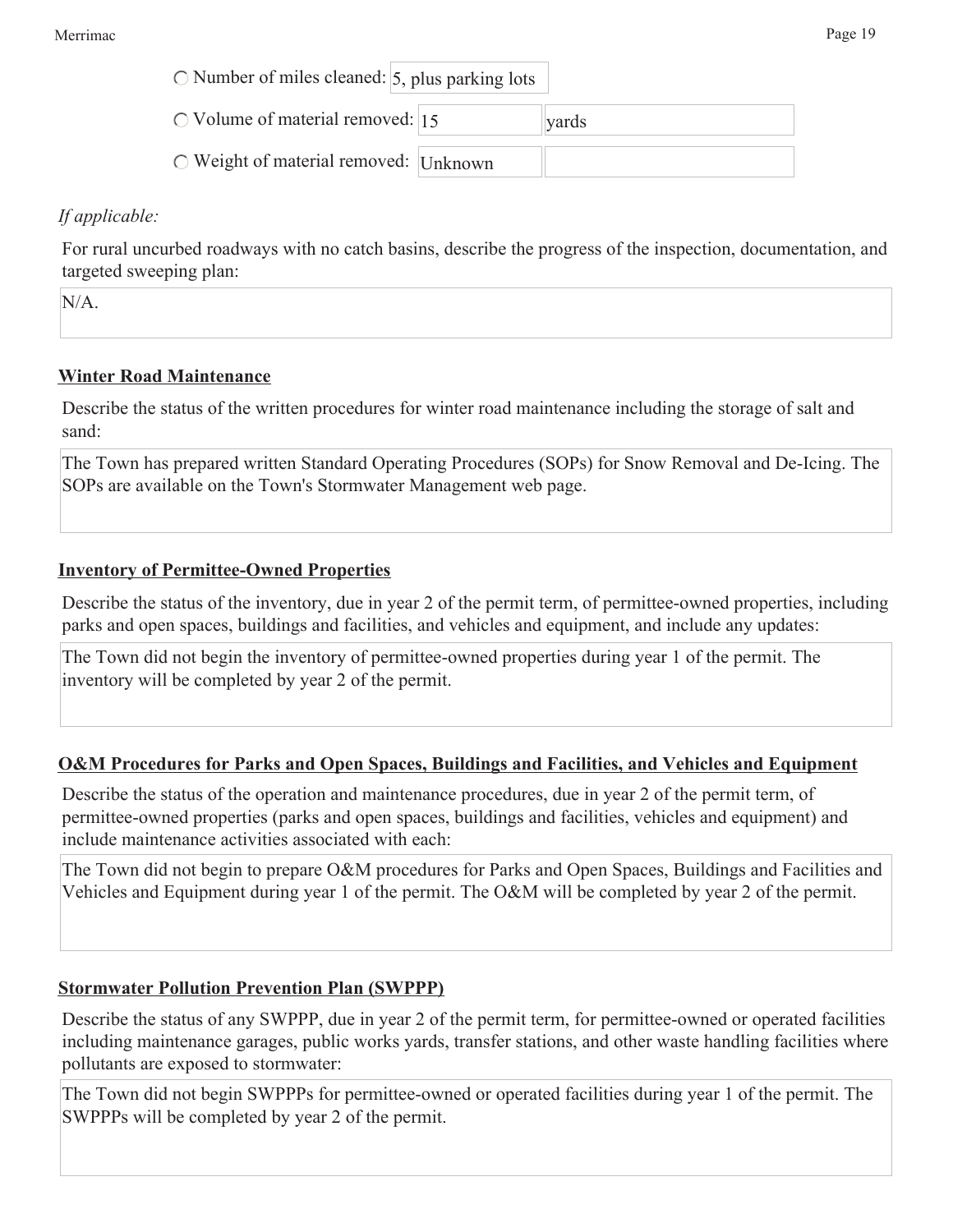○ Number of miles cleaned: 5, plus parking lots

○ Volume of material removed: 15 yards

○ Weight of material removed: Unknown

*If applicable:*

For rural uncurbed roadways with no catch basins, describe the progress of the inspection, documentation, and targeted sweeping plan:

N/A.

**Winter Road Maintenance**

Describe the status of the written procedures for winter road maintenance including the storage of salt and sand:

The Town has prepared written Standard Operating Procedures (SOPs) for Snow Removal and De-Icing. The SOPs are available on the Town's Stormwater Management web page.

**Inventory of Permittee-Owned Properties**

Describe the status of the inventory, due in year 2 of the permit term, of permittee-owned properties, including parks and open spaces, buildings and facilities, and vehicles and equipment, and include any updates:

The Town did not begin the inventory of permittee-owned properties during year 1 of the permit. The inventory will be completed by year 2 of the permit.

**O&M Procedures for Parks and Open Spaces, Buildings and Facilities, and Vehicles and Equipment**

Describe the status of the operation and maintenance procedures, due in year 2 of the permit term, of permittee-owned properties (parks and open spaces, buildings and facilities, vehicles and equipment) and include maintenance activities associated with each:

The Town did not begin to prepare O&M procedures for Parks and Open Spaces, Buildings and Facilities and Vehicles and Equipment during year 1 of the permit. The O&M will be completed by year 2 of the permit.

**Stormwater Pollution Prevention Plan (SWPPP)**

Describe the status of any SWPPP, due in year 2 of the permit term, for permittee-owned or operated facilities including maintenance garages, public works yards, transfer stations, and other waste handling facilities where pollutants are exposed to stormwater:

The Town did not begin SWPPPs for permittee-owned or operated facilities during year 1 of the permit. The SWPPPs will be completed by year 2 of the permit.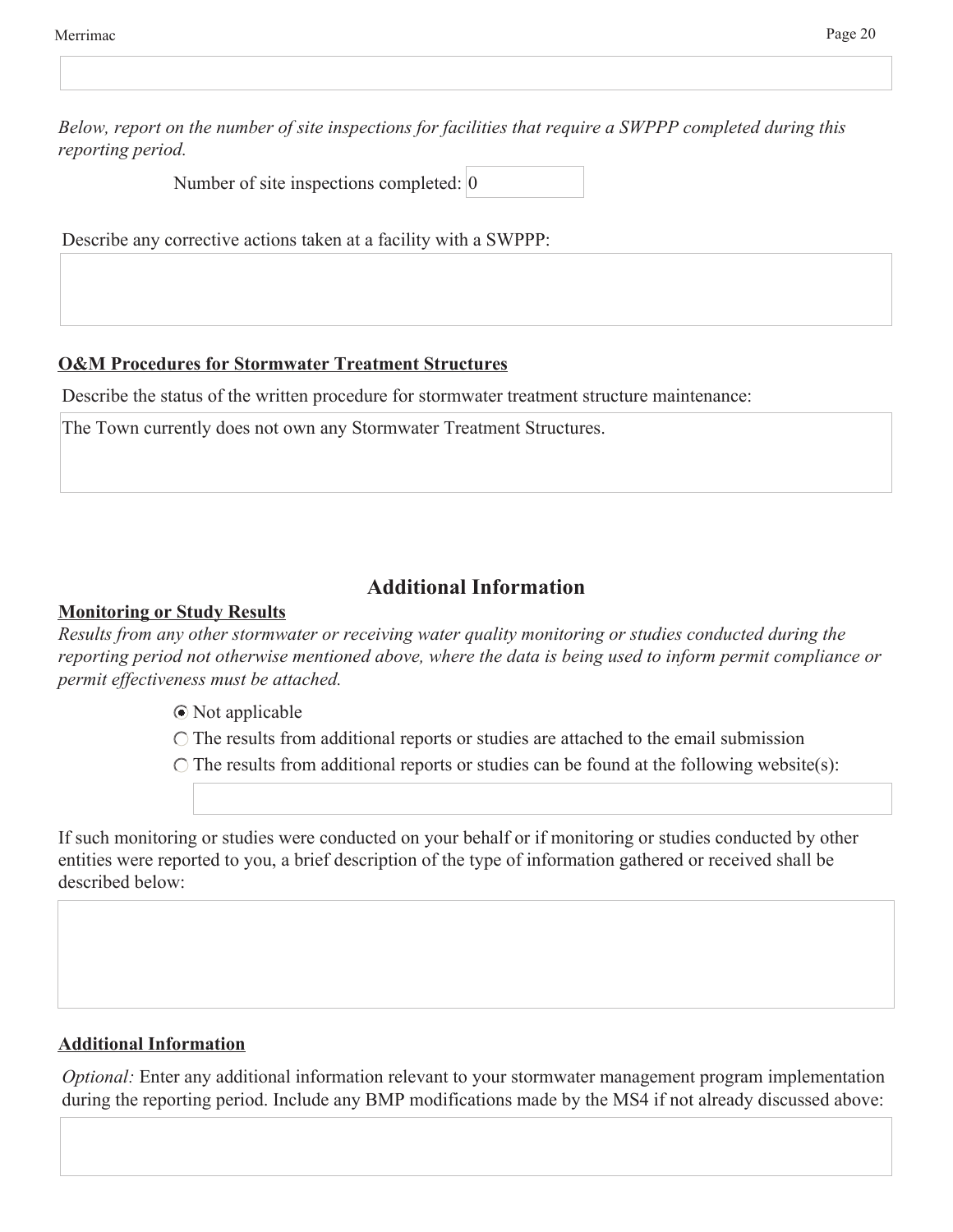*Below, report on the number of site inspections for facilities that require a SWPPP completed during this reporting period.*

Number of site inspections completed: 0

Describe any corrective actions taken at a facility with a SWPPP:

**O&M Procedures for Stormwater Treatment Structures**

Describe the status of the written procedure for stormwater treatment structure maintenance:

The Town currently does not own any Stormwater Treatment Structures.

## Additional Information

**Monitoring or Study Results**

*Results from any other stormwater or receiving water quality monitoring or studies conducted during the reporting period not otherwise mentioned above, where the data is being used to inform permit compliance or permit effectiveness must be attached.*

- (x) Not applicable
- ( ) The results from additional reports or studies are attached to the email submission
- ( ) The results from additional reports or studies can be found at the following website(s):

If such monitoring or studies were conducted on your behalf or if monitoring or studies conducted by other entities were reported to you, a brief description of the type of information gathered or received shall be described below:

**Additional Information**

*Optional:* Enter any additional information relevant to your stormwater management program implementation during the reporting period. Include any BMP modifications made by the MS4 if not already discussed above: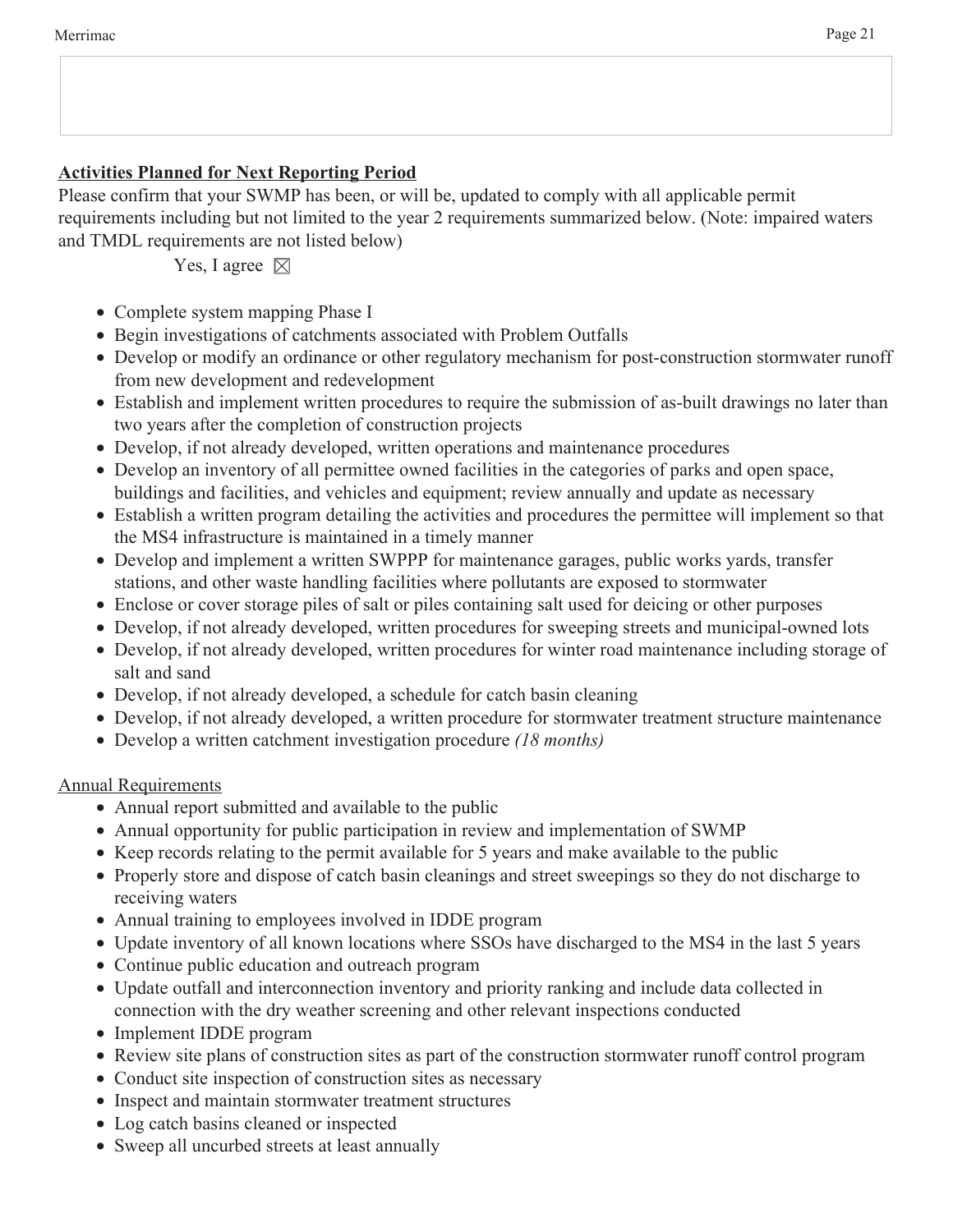**Activities Planned for Next Reporting Period**

Please confirm that your SWMP has been, or will be, updated to comply with all applicable permit requirements including but not limited to the year 2 requirements summarized below. (Note: impaired waters and TMDL requirements are not listed below)

Yes, I agree ☒

- Complete system mapping Phase I
- Begin investigations of catchments associated with Problem Outfalls
- Develop or modify an ordinance or other regulatory mechanism for post-construction stormwater runoff from new development and redevelopment
- Establish and implement written procedures to require the submission of as-built drawings no later than two years after the completion of construction projects
- Develop, if not already developed, written operations and maintenance procedures
- Develop an inventory of all permittee owned facilities in the categories of parks and open space, buildings and facilities, and vehicles and equipment; review annually and update as necessary
- Establish a written program detailing the activities and procedures the permittee will implement so that the MS4 infrastructure is maintained in a timely manner
- Develop and implement a written SWPPP for maintenance garages, public works yards, transfer stations, and other waste handling facilities where pollutants are exposed to stormwater
- Enclose or cover storage piles of salt or piles containing salt used for deicing or other purposes
- Develop, if not already developed, written procedures for sweeping streets and municipal-owned lots
- Develop, if not already developed, written procedures for winter road maintenance including storage of salt and sand
- Develop, if not already developed, a schedule for catch basin cleaning
- Develop, if not already developed, a written procedure for stormwater treatment structure maintenance
- Develop a written catchment investigation procedure *(18 months)*

Annual Requirements

- Annual report submitted and available to the public
- Annual opportunity for public participation in review and implementation of SWMP
- Keep records relating to the permit available for 5 years and make available to the public
- Properly store and dispose of catch basin cleanings and street sweepings so they do not discharge to receiving waters
- Annual training to employees involved in IDDE program
- Update inventory of all known locations where SSOs have discharged to the MS4 in the last 5 years
- Continue public education and outreach program
- Update outfall and interconnection inventory and priority ranking and include data collected in connection with the dry weather screening and other relevant inspections conducted
- Implement IDDE program
- Review site plans of construction sites as part of the construction stormwater runoff control program
- Conduct site inspection of construction sites as necessary
- Inspect and maintain stormwater treatment structures
- Log catch basins cleaned or inspected
- Sweep all uncurbed streets at least annually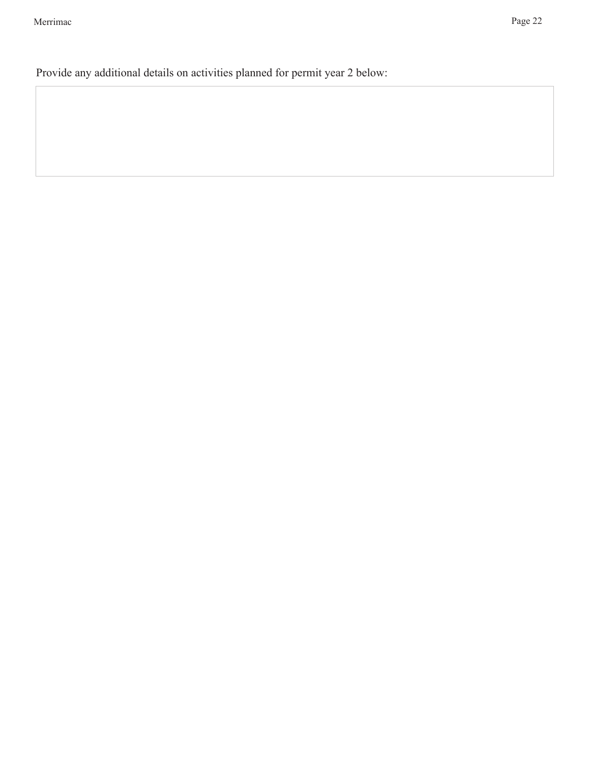Provide any additional details on activities planned for permit year 2 below: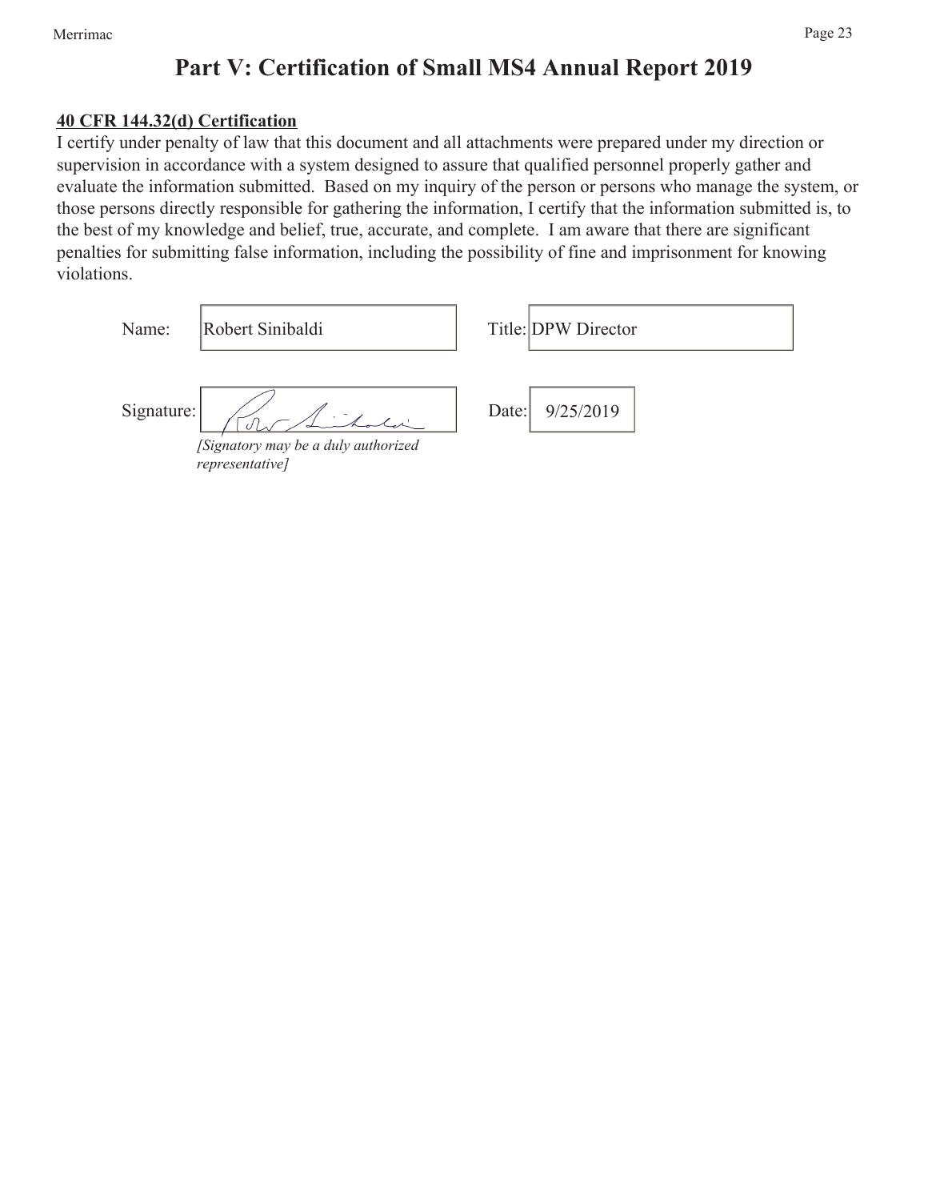# Part V: Certification of Small MS4 Annual Report 2019

**40 CFR 144.32(d) Certification**

I certify under penalty of law that this document and all attachments were prepared under my direction or supervision in accordance with a system designed to assure that qualified personnel properly gather and evaluate the information submitted. Based on my inquiry of the person or persons who manage the system, or those persons directly responsible for gathering the information, I certify that the information submitted is, to the best of my knowledge and belief, true, accurate, and complete. I am aware that there are significant penalties for submitting false information, including the possibility of fine and imprisonment for knowing violations.

Name: Robert Sinibaldi

Title: DPW Director

Signature: [signature]

*[Signatory may be a duly authorized representative]*

Date: 9/25/2019